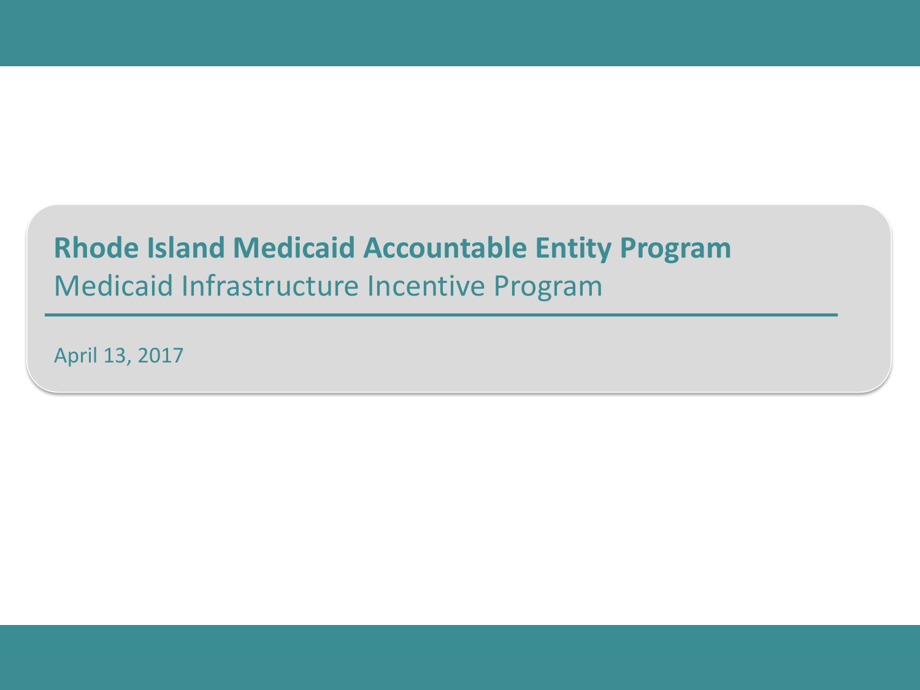# Rhode Island Medicaid Accountable Entity Program

## Medicaid Infrastructure Incentive Program

April 13, 2017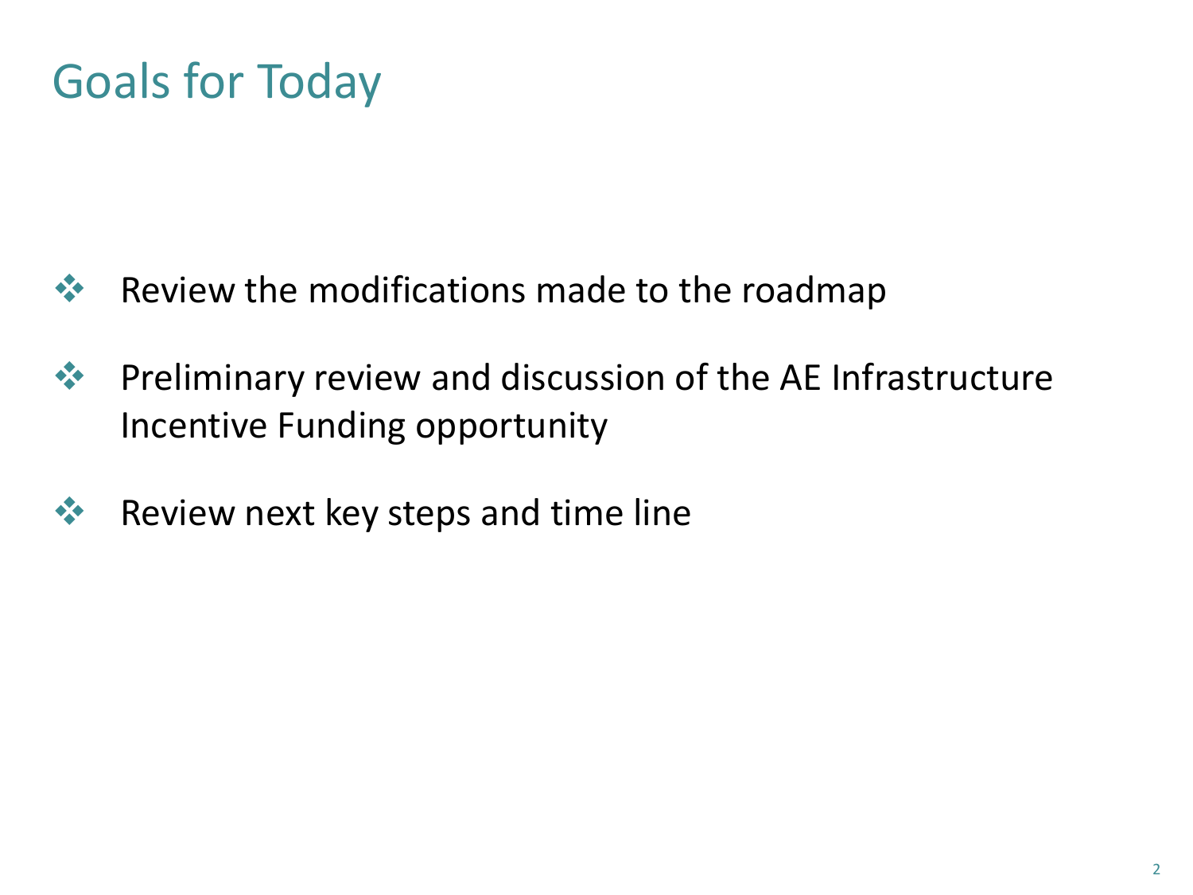# Goals for Today

- Review the modifications made to the roadmap
- Preliminary review and discussion of the AE Infrastructure Incentive Funding opportunity
- Review next key steps and time line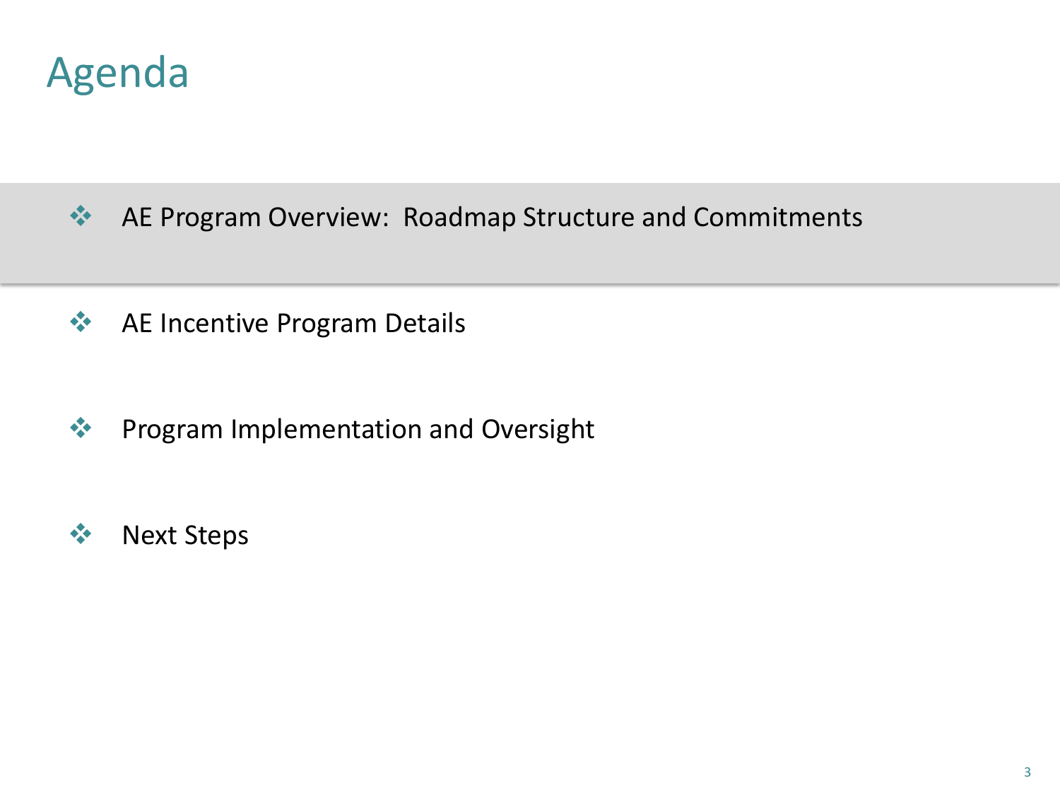# Agenda

- AE Program Overview:  Roadmap Structure and Commitments
- AE Incentive Program Details
- Program Implementation and Oversight
- Next Steps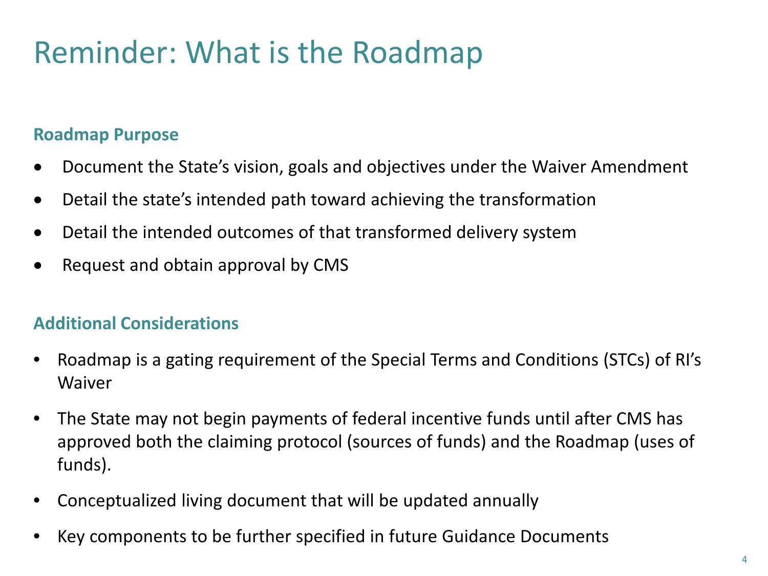# Reminder: What is the Roadmap

### Roadmap Purpose

- Document the State's vision, goals and objectives under the Waiver Amendment
- Detail the state's intended path toward achieving the transformation
- Detail the intended outcomes of that transformed delivery system
- Request and obtain approval by CMS

### Additional Considerations

- Roadmap is a gating requirement of the Special Terms and Conditions (STCs) of RI's Waiver
- The State may not begin payments of federal incentive funds until after CMS has approved both the claiming protocol (sources of funds) and the Roadmap (uses of funds).
- Conceptualized living document that will be updated annually
- Key components to be further specified in future Guidance Documents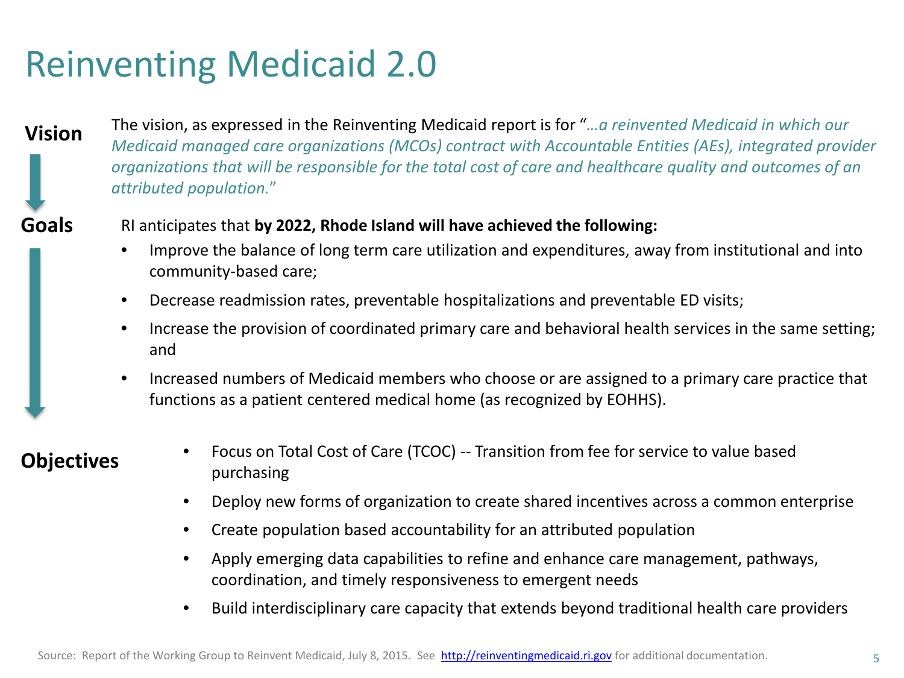# Reinventing Medicaid 2.0

**Vision**

The vision, as expressed in the Reinventing Medicaid report is for "*…a reinvented Medicaid in which our Medicaid managed care organizations (MCOs) contract with Accountable Entities (AEs), integrated provider organizations that will be responsible for the total cost of care and healthcare quality and outcomes of an attributed population.*"

**Goals**

RI anticipates that **by 2022, Rhode Island will have achieved the following:**

- Improve the balance of long term care utilization and expenditures, away from institutional and into community-based care;
- Decrease readmission rates, preventable hospitalizations and preventable ED visits;
- Increase the provision of coordinated primary care and behavioral health services in the same setting; and
- Increased numbers of Medicaid members who choose or are assigned to a primary care practice that functions as a patient centered medical home (as recognized by EOHHS).

**Objectives**

- Focus on Total Cost of Care (TCOC) -- Transition from fee for service to value based purchasing
- Deploy new forms of organization to create shared incentives across a common enterprise
- Create population based accountability for an attributed population
- Apply emerging data capabilities to refine and enhance care management, pathways, coordination, and timely responsiveness to emergent needs
- Build interdisciplinary care capacity that extends beyond traditional health care providers

Source: Report of the Working Group to Reinvent Medicaid, July 8, 2015. See http://reinventingmedicaid.ri.gov for additional documentation.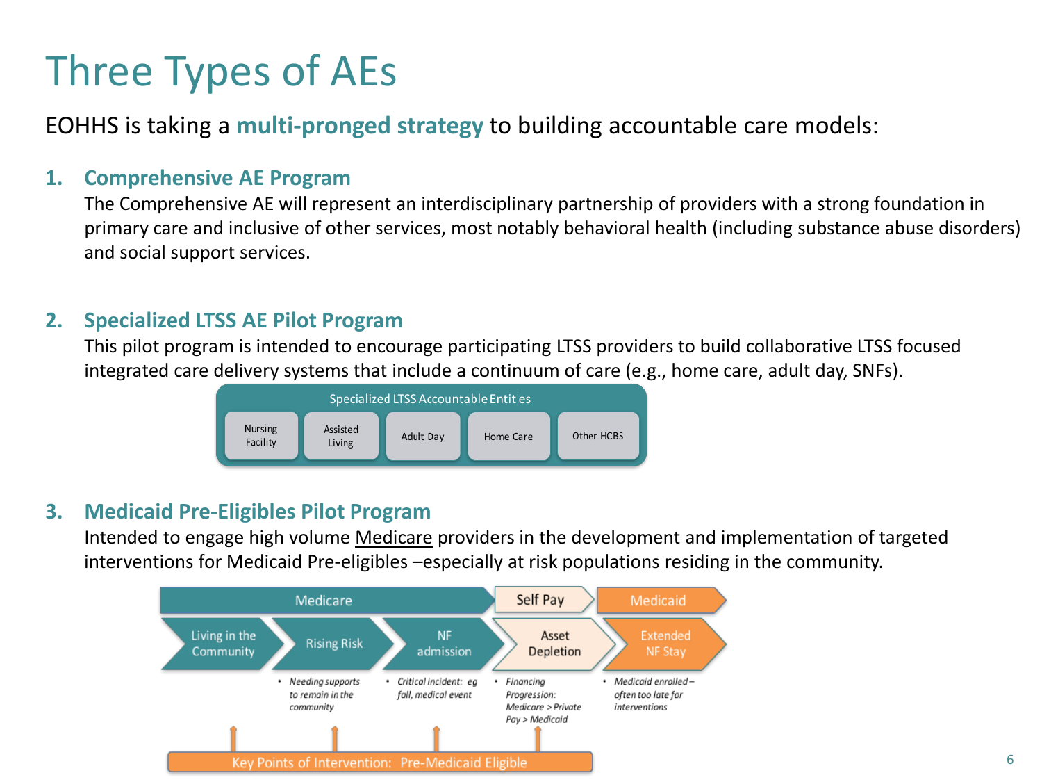# Three Types of AEs

EOHHS is taking a **multi-pronged strategy** to building accountable care models:

1. **Comprehensive AE Program**

   The Comprehensive AE will represent an interdisciplinary partnership of providers with a strong foundation in primary care and inclusive of other services, most notably behavioral health (including substance abuse disorders) and social support services.

2. **Specialized LTSS AE Pilot Program**

   This pilot program is intended to encourage participating LTSS providers to build collaborative LTSS focused integrated care delivery systems that include a continuum of care (e.g., home care, adult day, SNFs).

   Specialized LTSS Accountable Entities

   - Nursing Facility
   - Assisted Living
   - Adult Day
   - Home Care
   - Other HCBS

3. **Medicaid Pre-Eligibles Pilot Program**

   Intended to engage high volume Medicare providers in the development and implementation of targeted interventions for Medicaid Pre-eligibles –especially at risk populations residing in the community.

| Medicare | | | Self Pay | Medicaid |
|---|---|---|---|---|
| Living in the Community | Rising Risk | NF admission | Asset Depletion | Extended NF Stay |
| | • *Needing supports to remain in the community* | • *Critical incident: eg fall, medical event* | • *Financing Progression: Medicare > Private Pay > Medicaid* | • *Medicaid enrolled – often too late for interventions* |

Key Points of Intervention: Pre-Medicaid Eligible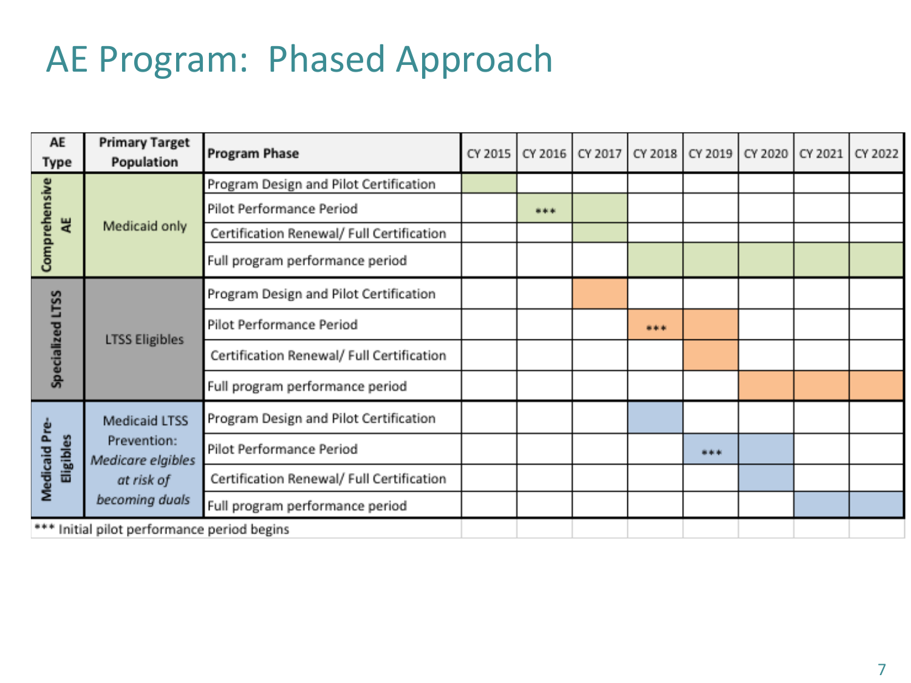# AE Program: Phased Approach

| AE Type | Primary Target Population | Program Phase | CY 2015 | CY 2016 | CY 2017 | CY 2018 | CY 2019 | CY 2020 | CY 2021 | CY 2022 |
|---|---|---|---|---|---|---|---|---|---|---|
| Comprehensive AE | Medicaid only | Program Design and Pilot Certification | ■ | | | | | | | |
| | | Pilot Performance Period | | *** | ■ | | | | | |
| | | Certification Renewal/ Full Certification | | | ■ | | | | | |
| | | Full program performance period | | | | ■ | ■ | ■ | ■ | ■ |
| Specialized LTSS | LTSS Eligibles | Program Design and Pilot Certification | | | ■ | | | | | |
| | | Pilot Performance Period | | | | *** | ■ | | | |
| | | Certification Renewal/ Full Certification | | | | | ■ | | | |
| | | Full program performance period | | | | | | ■ | ■ | ■ |
| Medicaid Pre-Eligibles | Medicaid LTSS Prevention: *Medicare elgibles at risk of becoming duals* | Program Design and Pilot Certification | | | | ■ | | | | |
| | | Pilot Performance Period | | | | | ■ *** | ■ | | |
| | | Certification Renewal/ Full Certification | | | | | | ■ | | |
| | | Full program performance period | | | | | | | ■ | ■ |

*** Initial pilot performance period begins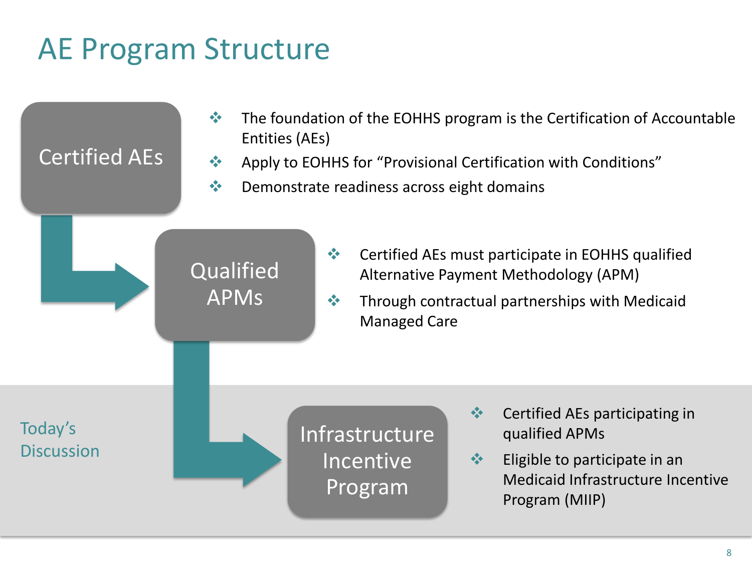# AE Program Structure

## Certified AEs

- The foundation of the EOHHS program is the Certification of Accountable Entities (AEs)
- Apply to EOHHS for "Provisional Certification with Conditions"
- Demonstrate readiness across eight domains

## Qualified APMs

- Certified AEs must participate in EOHHS qualified Alternative Payment Methodology (APM)
- Through contractual partnerships with Medicaid Managed Care

## Infrastructure Incentive Program

Today's Discussion

- Certified AEs participating in qualified APMs
- Eligible to participate in an Medicaid Infrastructure Incentive Program (MIIP)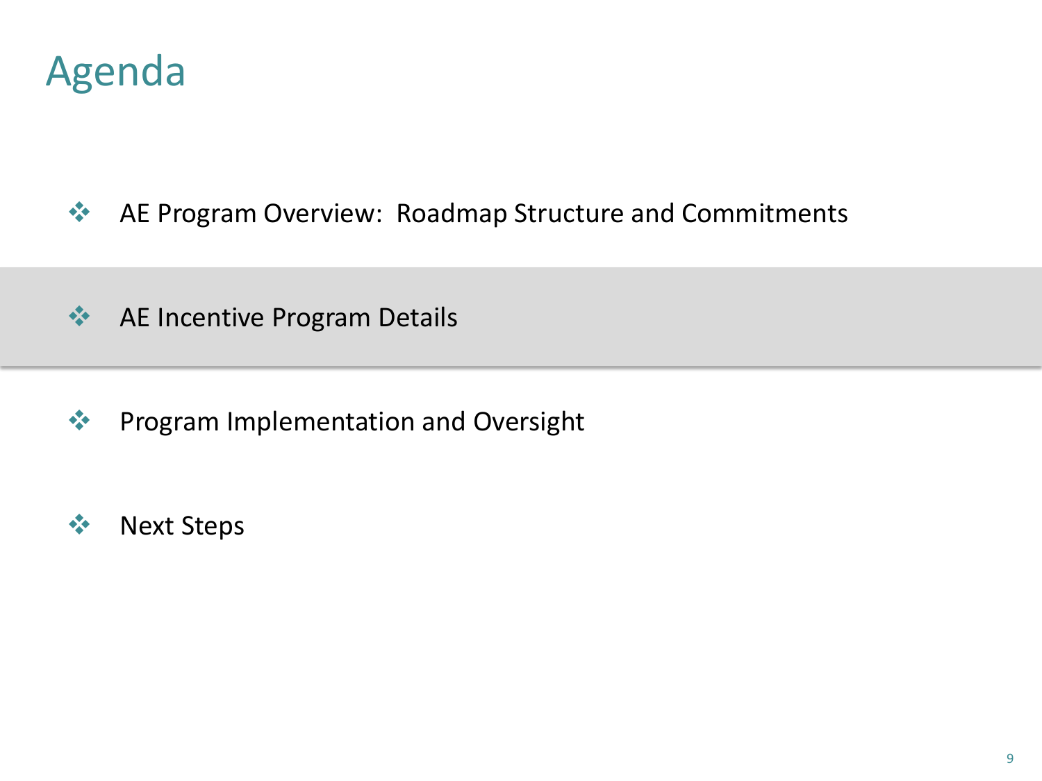# Agenda

- AE Program Overview:  Roadmap Structure and Commitments
- AE Incentive Program Details
- Program Implementation and Oversight
- Next Steps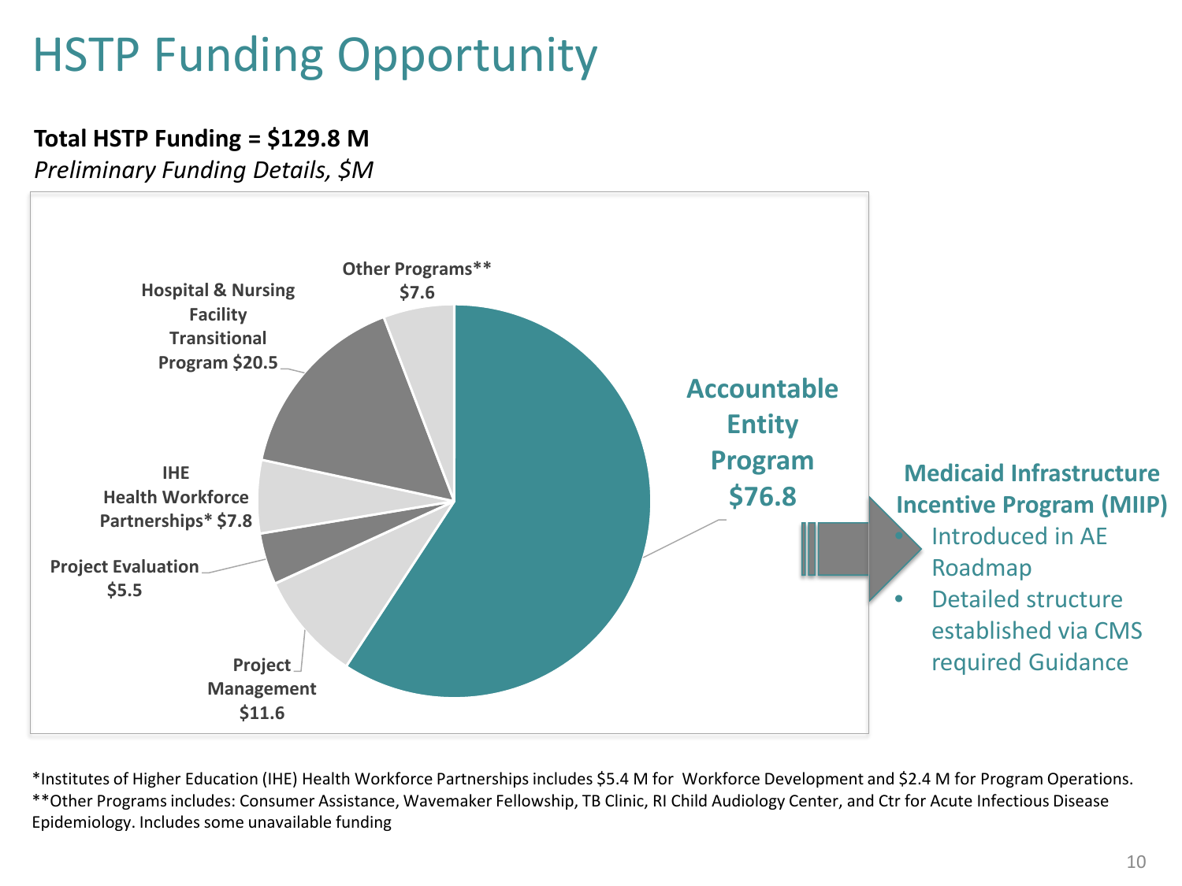# HSTP Funding Opportunity

**Total HSTP Funding = $129.8 M**

*Preliminary Funding Details, $M*

| Program | Funding ($M) |
|---|---|
| Accountable Entity Program | $76.8 |
| Hospital & Nursing Facility Transitional Program | $20.5 |
| Project Management | $11.6 |
| IHE Health Workforce Partnerships* | $7.8 |
| Other Programs** | $7.6 |
| Project Evaluation | $5.5 |

**Medicaid Infrastructure Incentive Program (MIIP)**

- Introduced in AE Roadmap
- Detailed structure established via CMS required Guidance

*Institutes of Higher Education (IHE) Health Workforce Partnerships includes $5.4 M for Workforce Development and $2.4 M for Program Operations.

**Other Programs includes: Consumer Assistance, Wavemaker Fellowship, TB Clinic, RI Child Audiology Center, and Ctr for Acute Infectious Disease Epidemiology. Includes some unavailable funding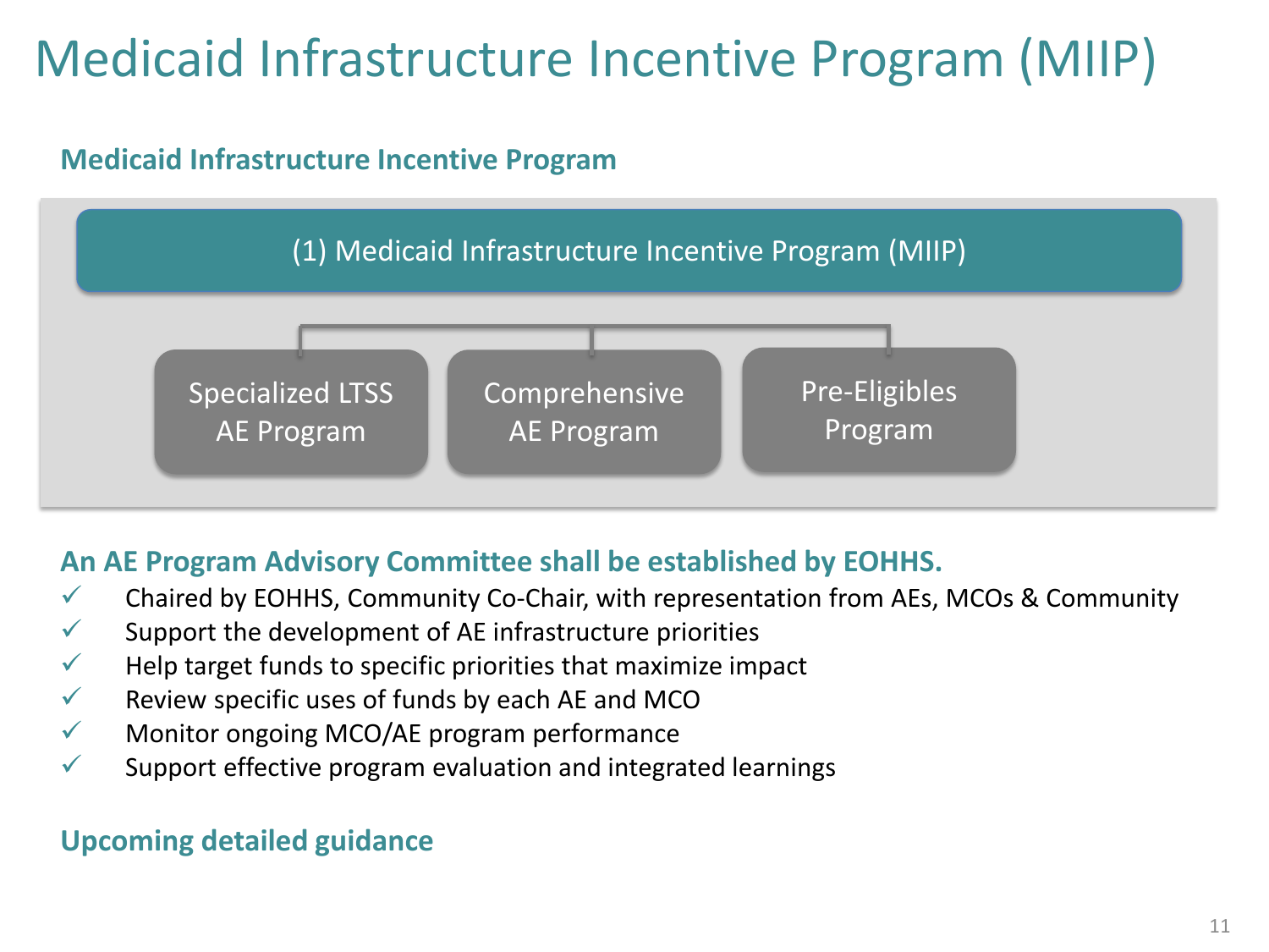# Medicaid Infrastructure Incentive Program (MIIP)

## Medicaid Infrastructure Incentive Program

(1) Medicaid Infrastructure Incentive Program (MIIP)

- Specialized LTSS AE Program
- Comprehensive AE Program
- Pre-Eligibles Program

## An AE Program Advisory Committee shall be established by EOHHS.

- ✓ Chaired by EOHHS, Community Co-Chair, with representation from AEs, MCOs & Community
- ✓ Support the development of AE infrastructure priorities
- ✓ Help target funds to specific priorities that maximize impact
- ✓ Review specific uses of funds by each AE and MCO
- ✓ Monitor ongoing MCO/AE program performance
- ✓ Support effective program evaluation and integrated learnings

## Upcoming detailed guidance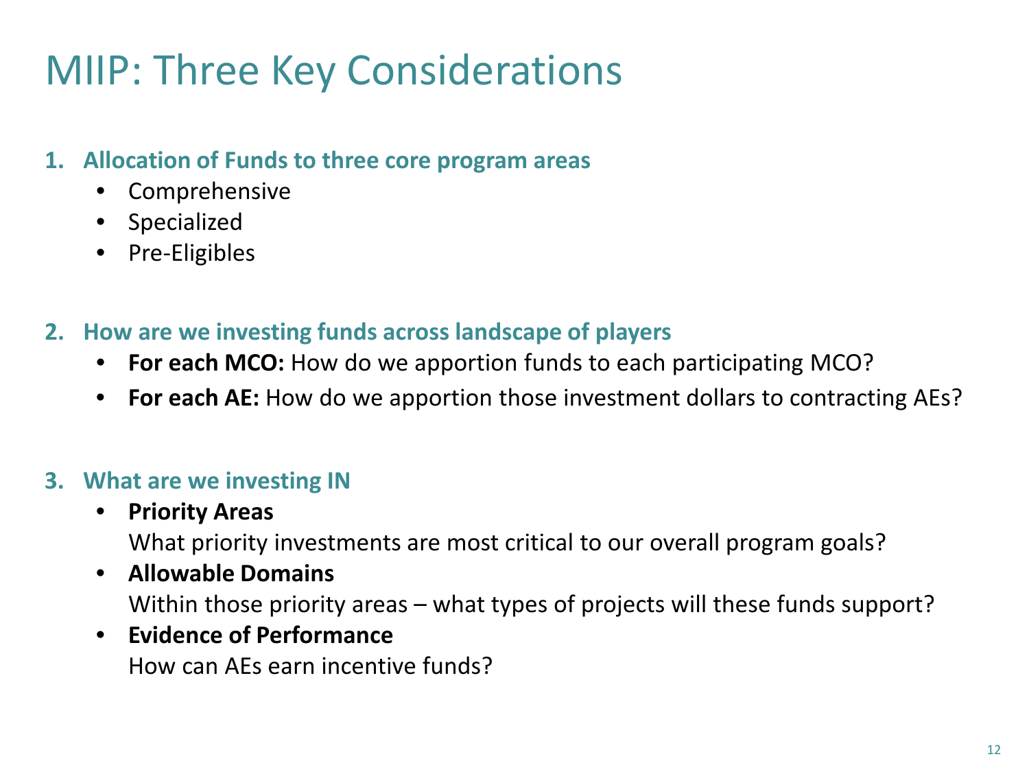# MIIP: Three Key Considerations

1. **Allocation of Funds to three core program areas**
   - Comprehensive
   - Specialized
   - Pre-Eligibles

2. **How are we investing funds across landscape of players**
   - **For each MCO:** How do we apportion funds to each participating MCO?
   - **For each AE:** How do we apportion those investment dollars to contracting AEs?

3. **What are we investing IN**
   - **Priority Areas**
     What priority investments are most critical to our overall program goals?
   - **Allowable Domains**
     Within those priority areas – what types of projects will these funds support?
   - **Evidence of Performance**
     How can AEs earn incentive funds?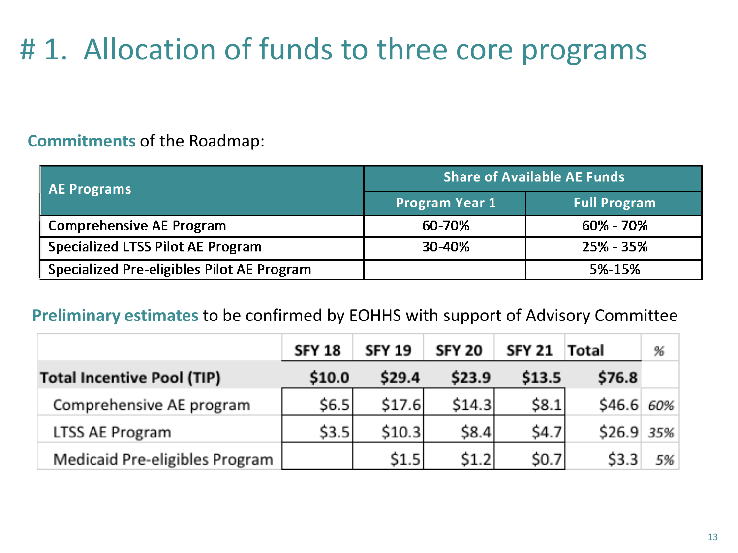# # 1. Allocation of funds to three core programs

**Commitments** of the Roadmap:

| AE Programs | Share of Available AE Funds | |
|---|---|---|
| | Program Year 1 | Full Program |
| Comprehensive AE Program | 60-70% | 60% - 70% |
| Specialized LTSS Pilot AE Program | 30-40% | 25% - 35% |
| Specialized Pre-eligibles Pilot AE Program | | 5%-15% |

**Preliminary estimates** to be confirmed by EOHHS with support of Advisory Committee

| | SFY 18 | SFY 19 | SFY 20 | SFY 21 | Total | % |
|---|---|---|---|---|---|---|
| **Total Incentive Pool (TIP)** | **$10.0** | **$29.4** | **$23.9** | **$13.5** | **$76.8** | |
| Comprehensive AE program | $6.5 | $17.6 | $14.3 | $8.1 | $46.6 | *60%* |
| LTSS AE Program | $3.5 | $10.3 | $8.4 | $4.7 | $26.9 | *35%* |
| Medicaid Pre-eligibles Program | | $1.5 | $1.2 | $0.7 | $3.3 | *5%* |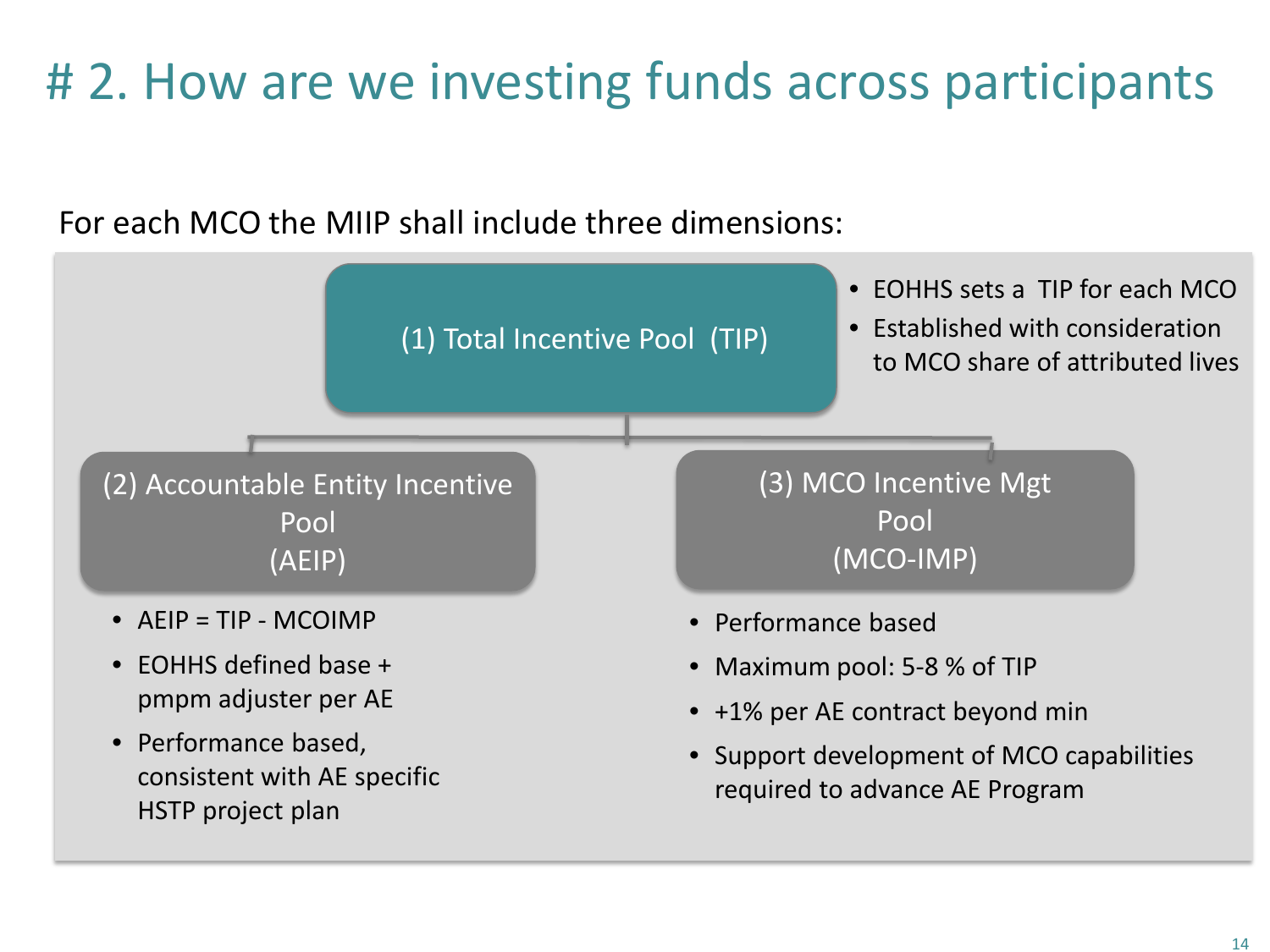# # 2. How are we investing funds across participants

For each MCO the MIIP shall include three dimensions:

### (1) Total Incentive Pool (TIP)

- EOHHS sets a TIP for each MCO
- Established with consideration to MCO share of attributed lives

### (2) Accountable Entity Incentive Pool (AEIP)

- AEIP = TIP - MCOIMP
- EOHHS defined base + pmpm adjuster per AE
- Performance based, consistent with AE specific HSTP project plan

### (3) MCO Incentive Mgt Pool (MCO-IMP)

- Performance based
- Maximum pool: 5-8 % of TIP
- +1% per AE contract beyond min
- Support development of MCO capabilities required to advance AE Program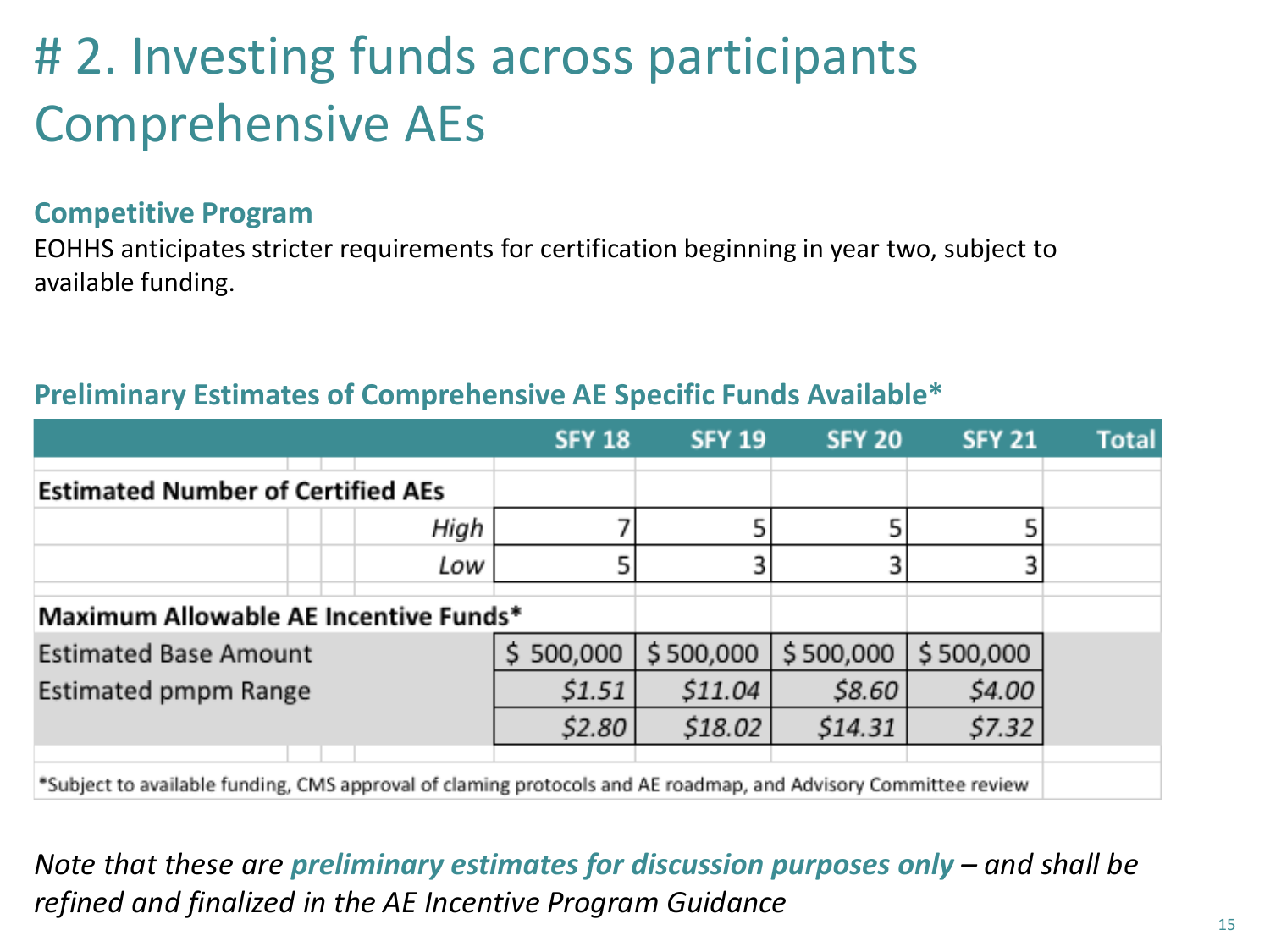# # 2. Investing funds across participants Comprehensive AEs

### Competitive Program

EOHHS anticipates stricter requirements for certification beginning in year two, subject to available funding.

### Preliminary Estimates of Comprehensive AE Specific Funds Available*

| | SFY 18 | SFY 19 | SFY 20 | SFY 21 | Total |
|---|---|---|---|---|---|
| **Estimated Number of Certified AEs** | | | | | |
| *High* | 7 | 5 | 5 | 5 | |
| *Low* | 5 | 3 | 3 | 3 | |
| **Maximum Allowable AE Incentive Funds*** | | | | | |
| Estimated Base Amount | $ 500,000 | $ 500,000 | $ 500,000 | $ 500,000 | |
| Estimated pmpm Range | *$1.51* | *$11.04* | *$8.60* | *$4.00* | |
| | *$2.80* | *$18.02* | *$14.31* | *$7.32* | |

*Subject to available funding, CMS approval of claming protocols and AE roadmap, and Advisory Committee review

*Note that these are **preliminary estimates for discussion purposes only** – and shall be refined and finalized in the AE Incentive Program Guidance*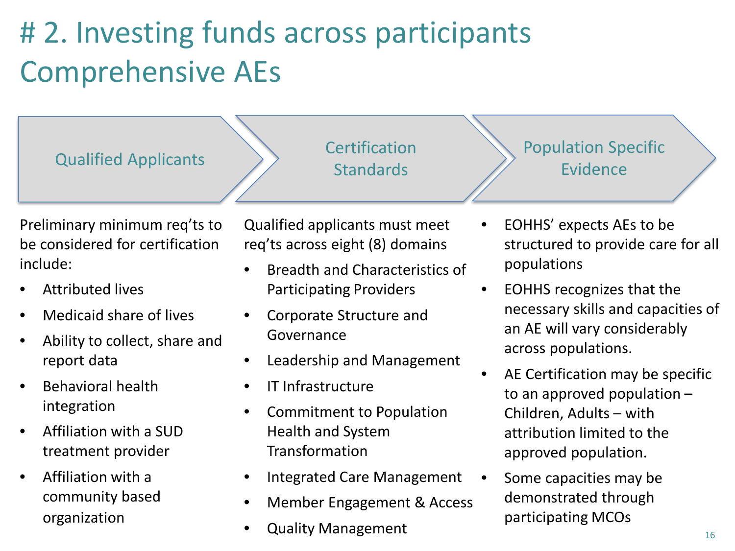# # 2. Investing funds across participants Comprehensive AEs

## Qualified Applicants

Preliminary minimum req'ts to be considered for certification include:

- Attributed lives
- Medicaid share of lives
- Ability to collect, share and report data
- Behavioral health integration
- Affiliation with a SUD treatment provider
- Affiliation with a community based organization

## Certification Standards

Qualified applicants must meet req'ts across eight (8) domains

- Breadth and Characteristics of Participating Providers
- Corporate Structure and Governance
- Leadership and Management
- IT Infrastructure
- Commitment to Population Health and System Transformation
- Integrated Care Management
- Member Engagement & Access
- Quality Management

## Population Specific Evidence

- EOHHS' expects AEs to be structured to provide care for all populations
- EOHHS recognizes that the necessary skills and capacities of an AE will vary considerably across populations.
- AE Certification may be specific to an approved population – Children, Adults – with attribution limited to the approved population.
- Some capacities may be demonstrated through participating MCOs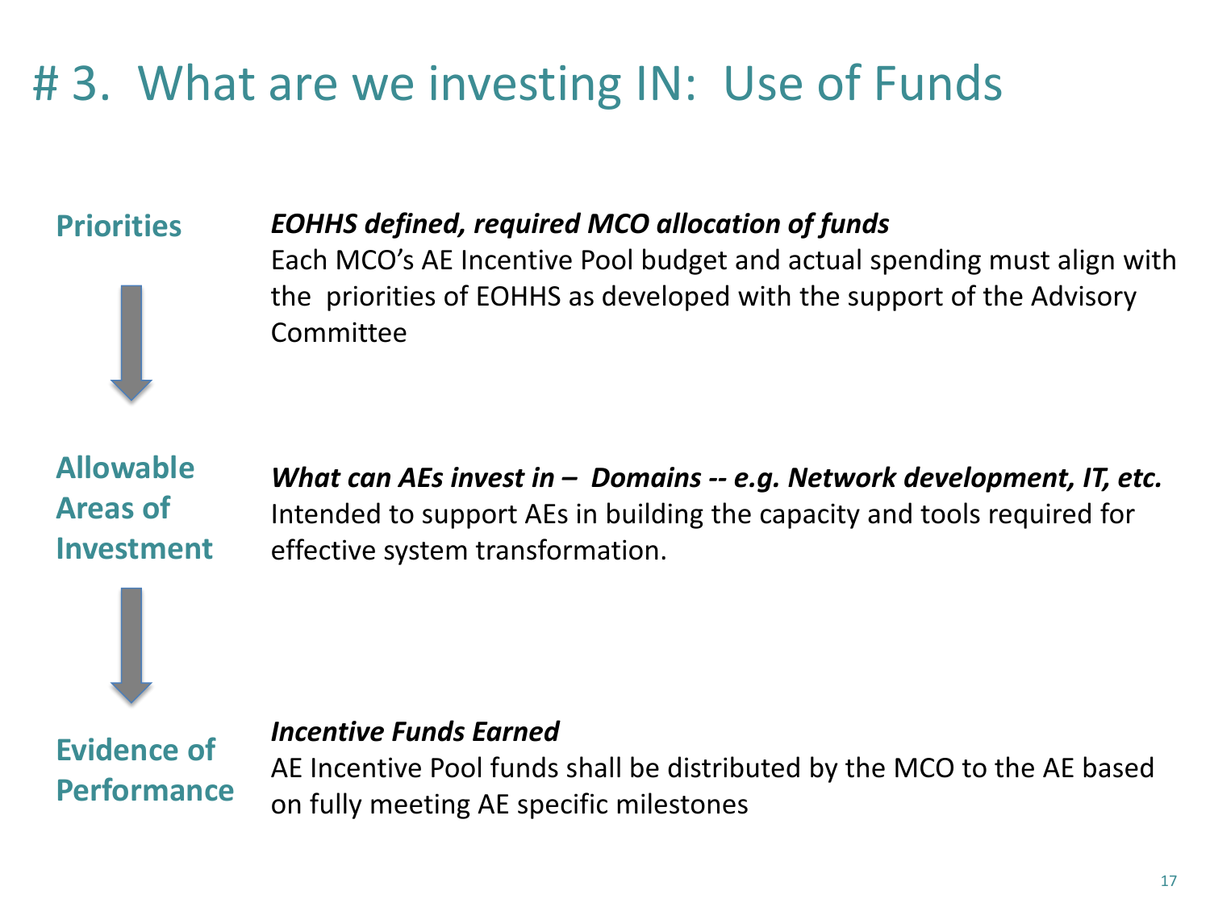# # 3. What are we investing IN: Use of Funds

**Priorities**

***EOHHS defined, required MCO allocation of funds***

Each MCO's AE Incentive Pool budget and actual spending must align with the priorities of EOHHS as developed with the support of the Advisory Committee

**Allowable Areas of Investment**

***What can AEs invest in – Domains -- e.g. Network development, IT, etc.***

Intended to support AEs in building the capacity and tools required for effective system transformation.

**Evidence of Performance**

***Incentive Funds Earned***

AE Incentive Pool funds shall be distributed by the MCO to the AE based on fully meeting AE specific milestones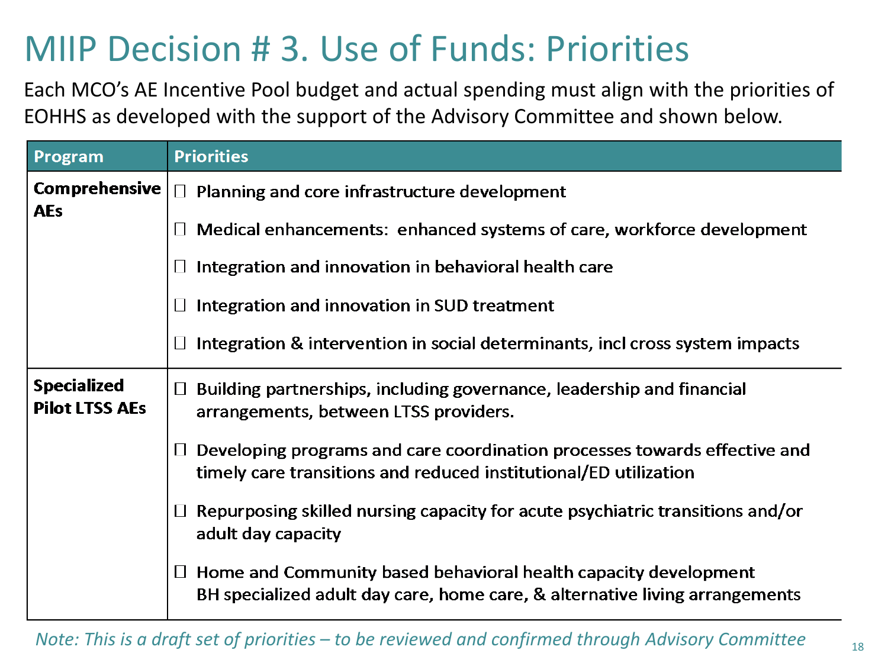# MIIP Decision # 3. Use of Funds: Priorities

Each MCO's AE Incentive Pool budget and actual spending must align with the priorities of EOHHS as developed with the support of the Advisory Committee and shown below.

| Program | Priorities |
|---|---|
| **Comprehensive AEs** | ☐ Planning and core infrastructure development<br>☐ Medical enhancements: enhanced systems of care, workforce development<br>☐ Integration and innovation in behavioral health care<br>☐ Integration and innovation in SUD treatment<br>☐ Integration & intervention in social determinants, incl cross system impacts |
| **Specialized Pilot LTSS AEs** | ☐ Building partnerships, including governance, leadership and financial arrangements, between LTSS providers.<br>☐ Developing programs and care coordination processes towards effective and timely care transitions and reduced institutional/ED utilization<br>☐ Repurposing skilled nursing capacity for acute psychiatric transitions and/or adult day capacity<br>☐ Home and Community based behavioral health capacity development BH specialized adult day care, home care, & alternative living arrangements |

*Note: This is a draft set of priorities – to be reviewed and confirmed through Advisory Committee*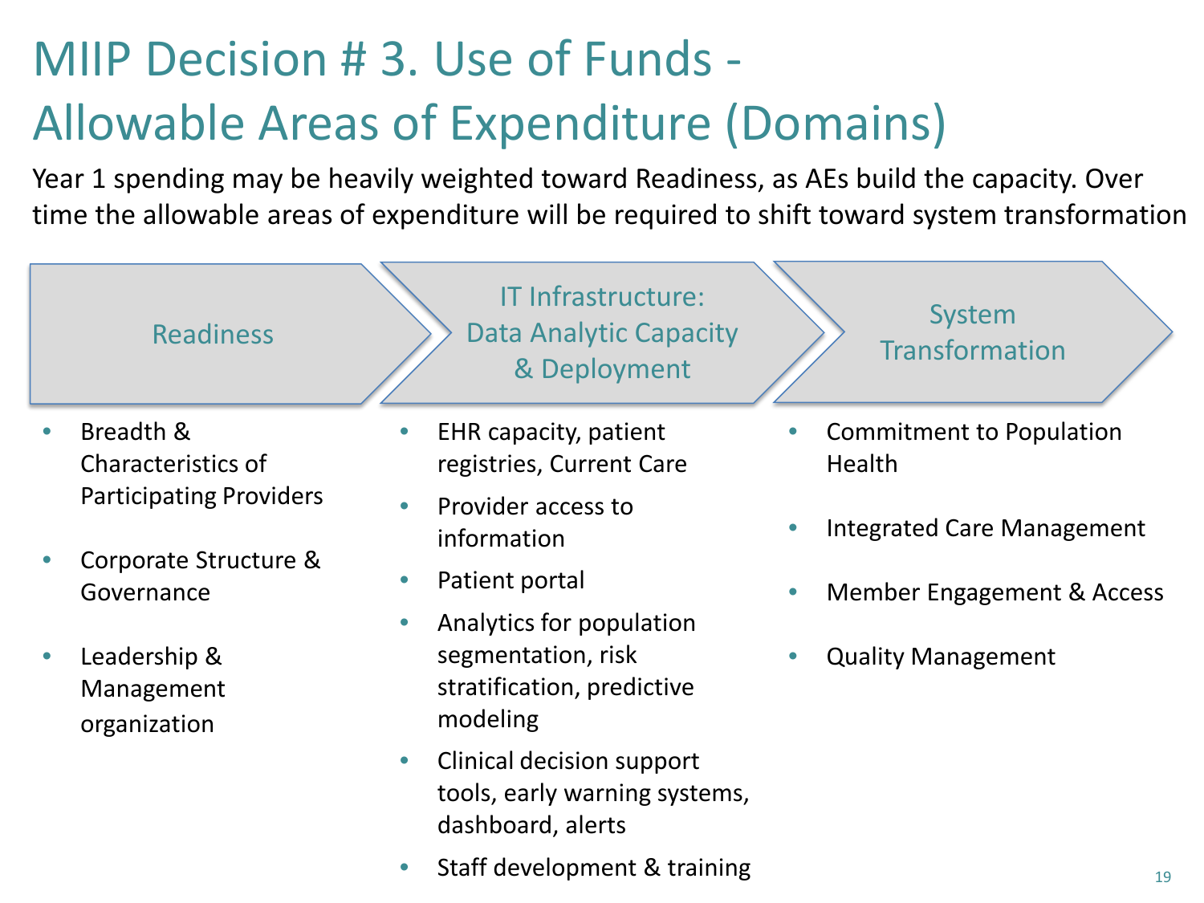# MIIP Decision # 3. Use of Funds - Allowable Areas of Expenditure (Domains)

Year 1 spending may be heavily weighted toward Readiness, as AEs build the capacity. Over time the allowable areas of expenditure will be required to shift toward system transformation

## Readiness

- Breadth & Characteristics of Participating Providers
- Corporate Structure & Governance
- Leadership & Management organization

## IT Infrastructure: Data Analytic Capacity & Deployment

- EHR capacity, patient registries, Current Care
- Provider access to information
- Patient portal
- Analytics for population segmentation, risk stratification, predictive modeling
- Clinical decision support tools, early warning systems, dashboard, alerts
- Staff development & training

## System Transformation

- Commitment to Population Health
- Integrated Care Management
- Member Engagement & Access
- Quality Management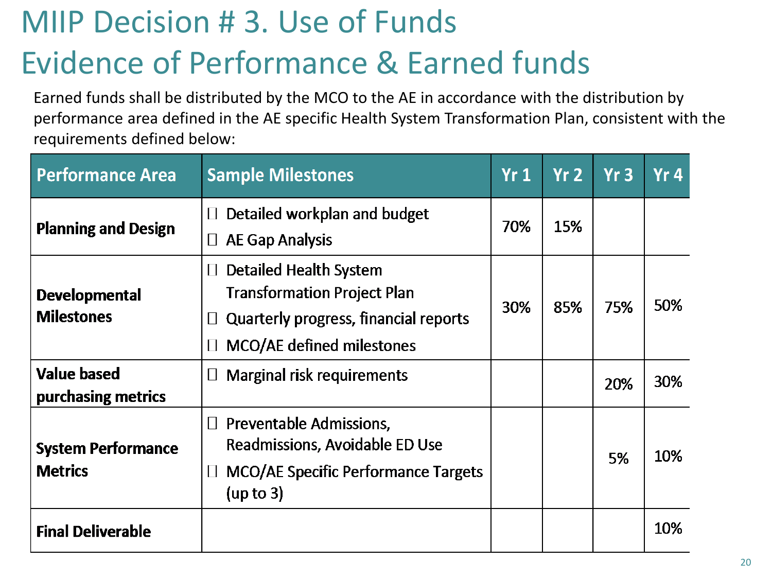# MIIP Decision # 3. Use of Funds

# Evidence of Performance & Earned funds

Earned funds shall be distributed by the MCO to the AE in accordance with the distribution by performance area defined in the AE specific Health System Transformation Plan, consistent with the requirements defined below:

| Performance Area | Sample Milestones | Yr 1 | Yr 2 | Yr 3 | Yr 4 |
|---|---|---|---|---|---|
| **Planning and Design** | Detailed workplan and budget<br>AE Gap Analysis | 70% | 15% | | |
| **Developmental Milestones** | Detailed Health System Transformation Project Plan<br>Quarterly progress, financial reports<br>MCO/AE defined milestones | 30% | 85% | 75% | 50% |
| **Value based purchasing metrics** | Marginal risk requirements | | | 20% | 30% |
| **System Performance Metrics** | Preventable Admissions, Readmissions, Avoidable ED Use<br>MCO/AE Specific Performance Targets (up to 3) | | | 5% | 10% |
| **Final Deliverable** | | | | | 10% |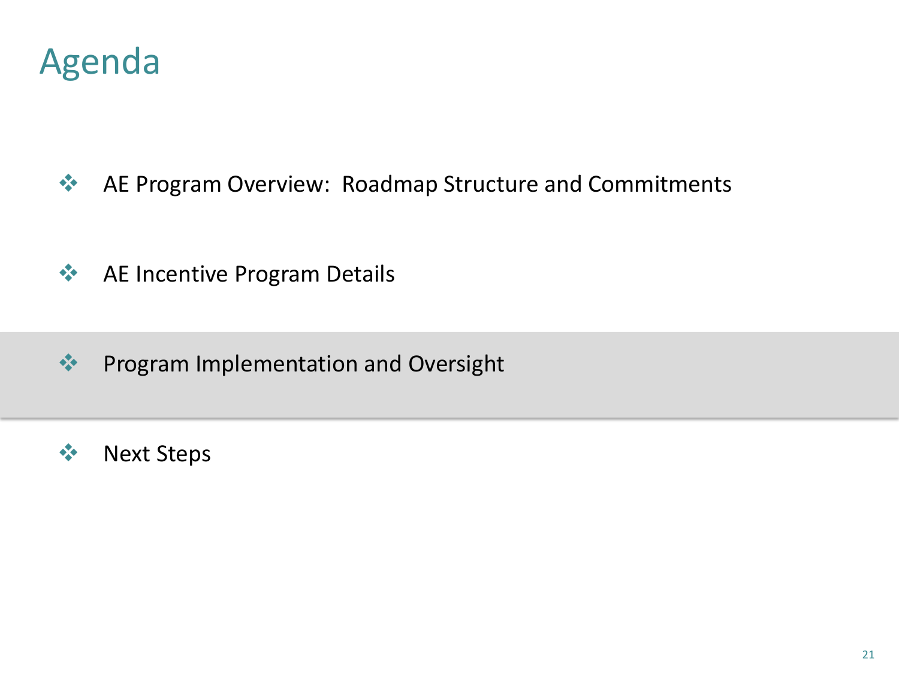# Agenda

- AE Program Overview:  Roadmap Structure and Commitments
- AE Incentive Program Details
- Program Implementation and Oversight
- Next Steps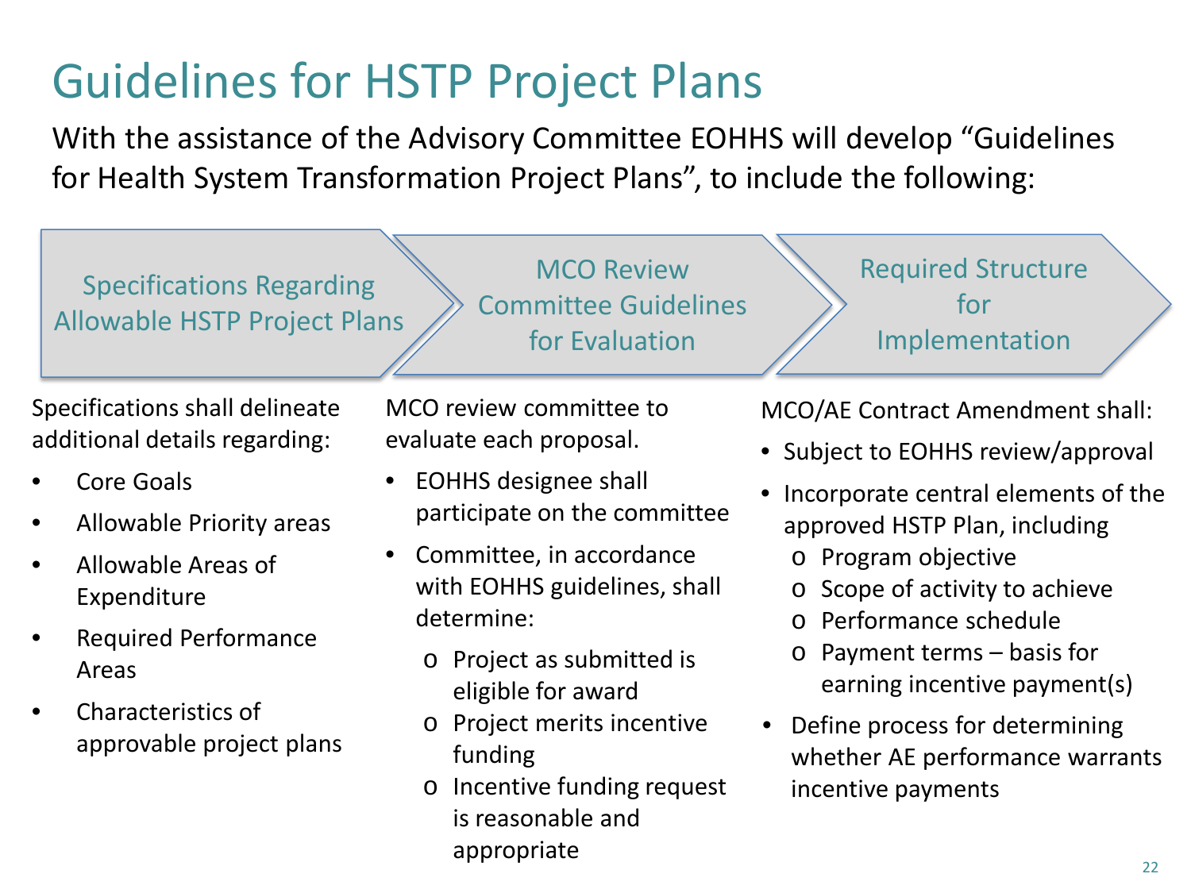# Guidelines for HSTP Project Plans

With the assistance of the Advisory Committee EOHHS will develop "Guidelines for Health System Transformation Project Plans", to include the following:

## Specifications Regarding Allowable HSTP Project Plans

Specifications shall delineate additional details regarding:

- Core Goals
- Allowable Priority areas
- Allowable Areas of Expenditure
- Required Performance Areas
- Characteristics of approvable project plans

## MCO Review Committee Guidelines for Evaluation

MCO review committee to evaluate each proposal.

- EOHHS designee shall participate on the committee
- Committee, in accordance with EOHHS guidelines, shall determine:
  - Project as submitted is eligible for award
  - Project merits incentive funding
  - Incentive funding request is reasonable and appropriate

## Required Structure for Implementation

MCO/AE Contract Amendment shall:

- Subject to EOHHS review/approval
- Incorporate central elements of the approved HSTP Plan, including
  - Program objective
  - Scope of activity to achieve
  - Performance schedule
  - Payment terms – basis for earning incentive payment(s)
- Define process for determining whether AE performance warrants incentive payments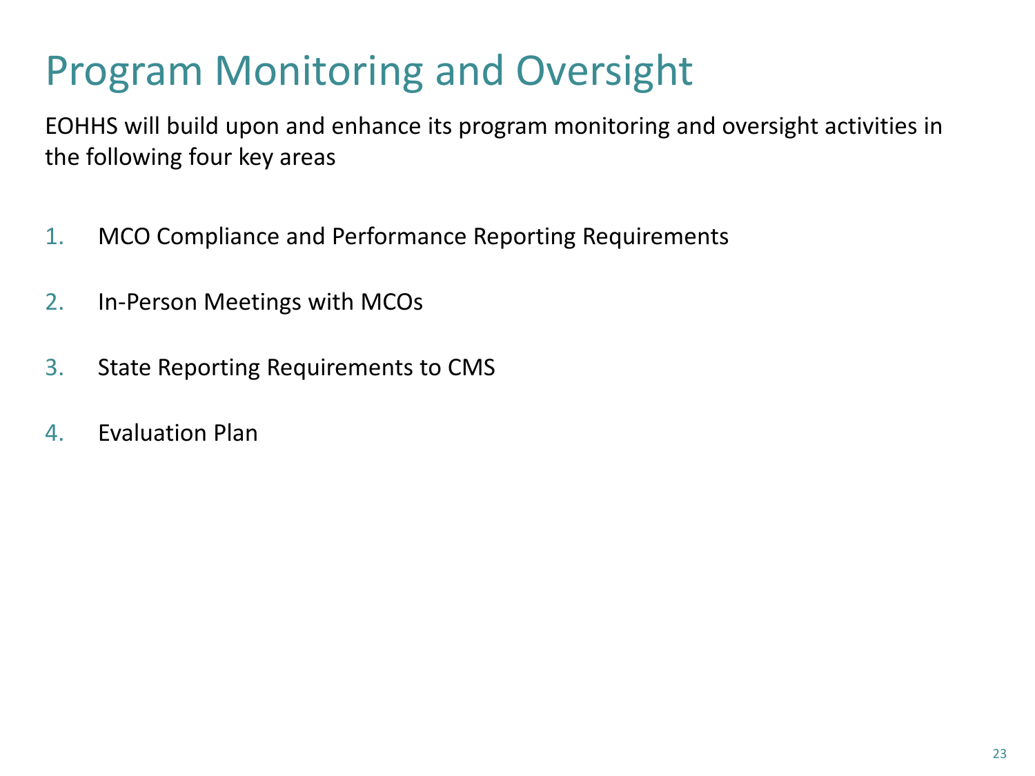# Program Monitoring and Oversight

EOHHS will build upon and enhance its program monitoring and oversight activities in the following four key areas

1. MCO Compliance and Performance Reporting Requirements
2. In-Person Meetings with MCOs
3. State Reporting Requirements to CMS
4. Evaluation Plan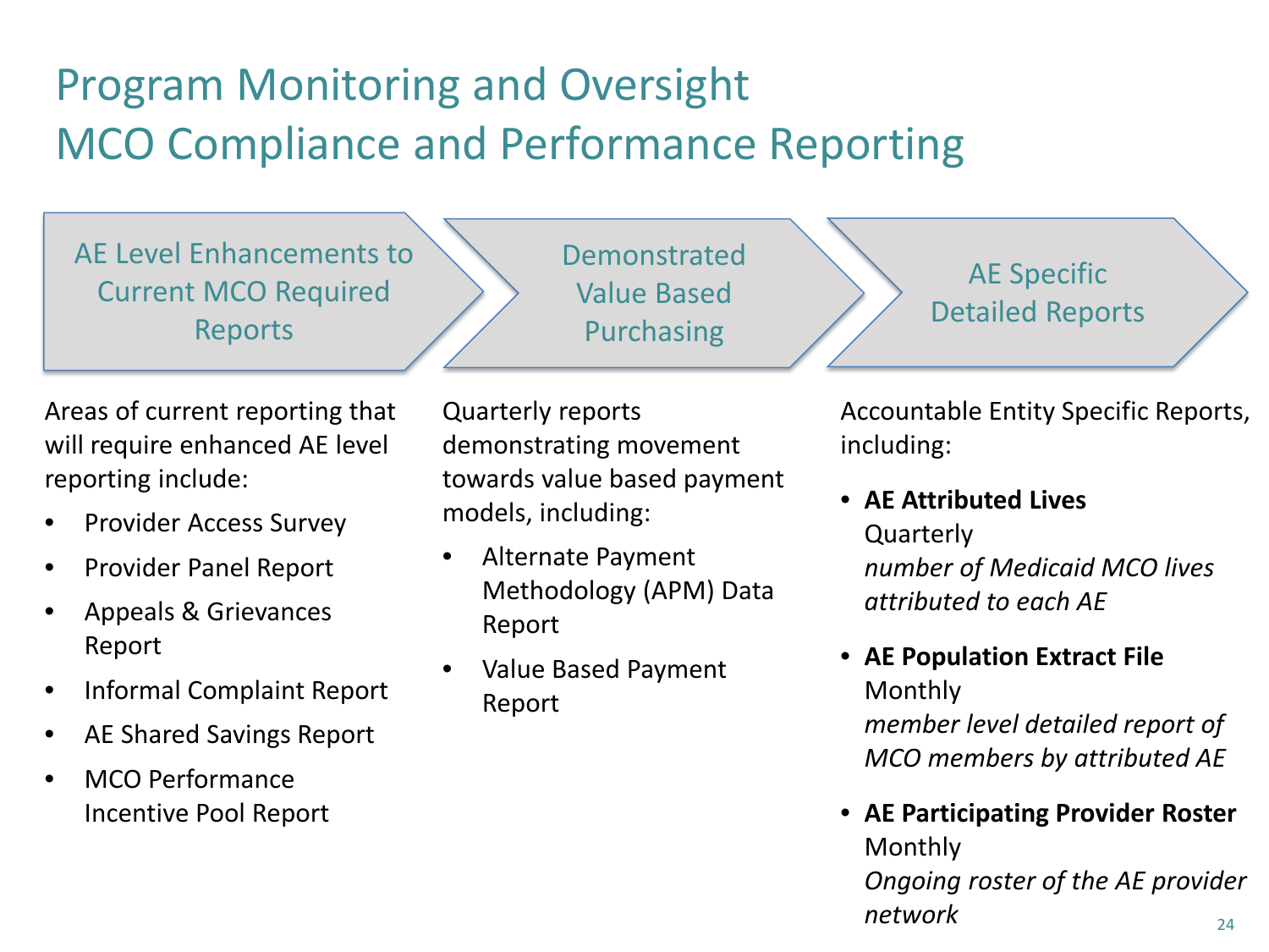# Program Monitoring and Oversight
# MCO Compliance and Performance Reporting

## AE Level Enhancements to Current MCO Required Reports

Areas of current reporting that will require enhanced AE level reporting include:

- Provider Access Survey
- Provider Panel Report
- Appeals & Grievances Report
- Informal Complaint Report
- AE Shared Savings Report
- MCO Performance Incentive Pool Report

## Demonstrated Value Based Purchasing

Quarterly reports demonstrating movement towards value based payment models, including:

- Alternate Payment Methodology (APM) Data Report
- Value Based Payment Report

## AE Specific Detailed Reports

Accountable Entity Specific Reports, including:

- **AE Attributed Lives**
  Quarterly
  *number of Medicaid MCO lives attributed to each AE*
- **AE Population Extract File**
  Monthly
  *member level detailed report of MCO members by attributed AE*
- **AE Participating Provider Roster**
  Monthly
  *Ongoing roster of the AE provider network*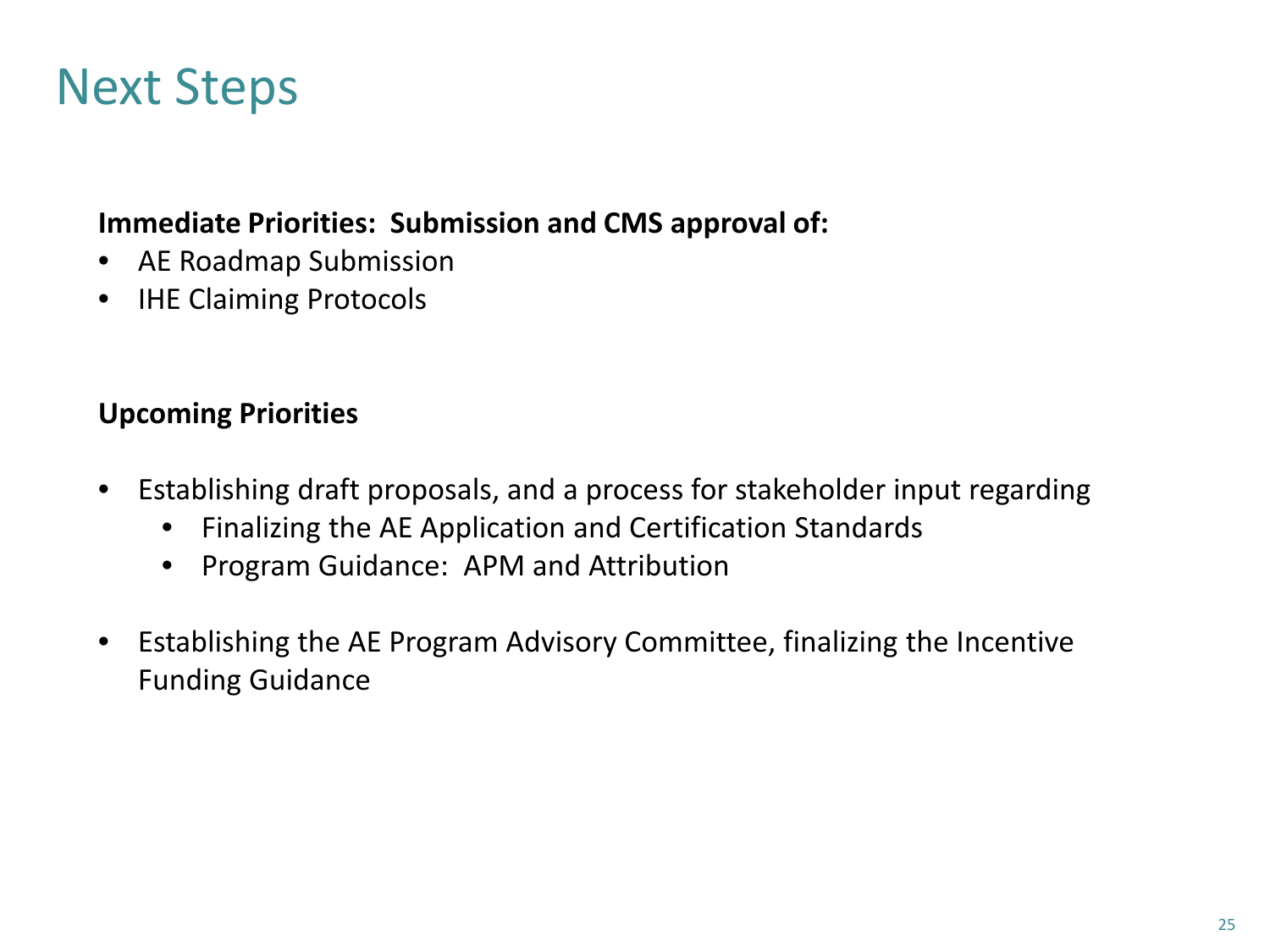# Next Steps

**Immediate Priorities: Submission and CMS approval of:**

- AE Roadmap Submission
- IHE Claiming Protocols

**Upcoming Priorities**

- Establishing draft proposals, and a process for stakeholder input regarding
  - Finalizing the AE Application and Certification Standards
  - Program Guidance: APM and Attribution
- Establishing the AE Program Advisory Committee, finalizing the Incentive Funding Guidance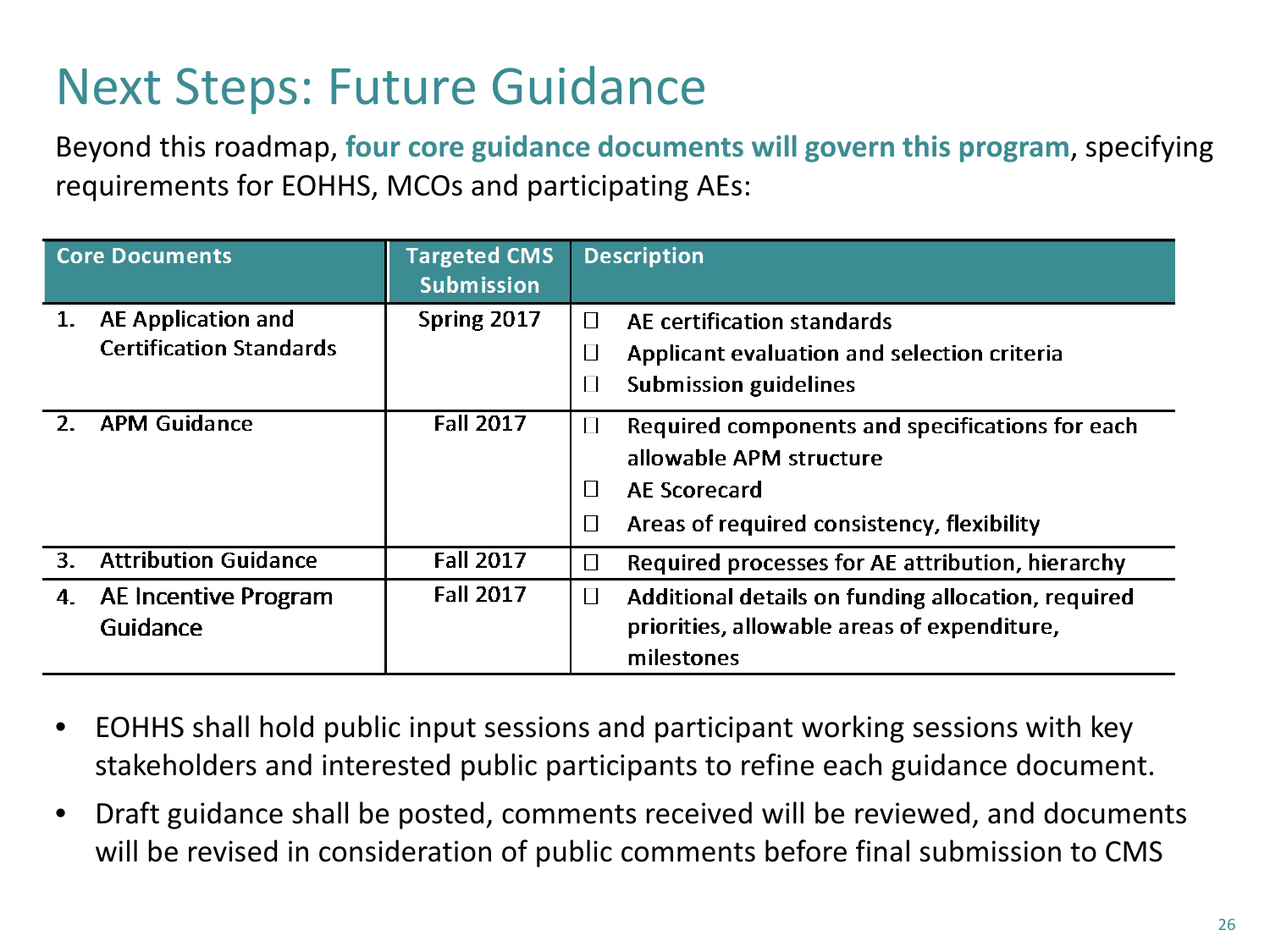# Next Steps: Future Guidance

Beyond this roadmap, **four core guidance documents will govern this program**, specifying requirements for EOHHS, MCOs and participating AEs:

| Core Documents | Targeted CMS Submission | Description |
|---|---|---|
| 1. AE Application and Certification Standards | Spring 2017 | AE certification standards<br>Applicant evaluation and selection criteria<br>Submission guidelines |
| 2. APM Guidance | Fall 2017 | Required components and specifications for each allowable APM structure<br>AE Scorecard<br>Areas of required consistency, flexibility |
| 3. Attribution Guidance | Fall 2017 | Required processes for AE attribution, hierarchy |
| 4. AE Incentive Program Guidance | Fall 2017 | Additional details on funding allocation, required priorities, allowable areas of expenditure, milestones |

- EOHHS shall hold public input sessions and participant working sessions with key stakeholders and interested public participants to refine each guidance document.
- Draft guidance shall be posted, comments received will be reviewed, and documents will be revised in consideration of public comments before final submission to CMS